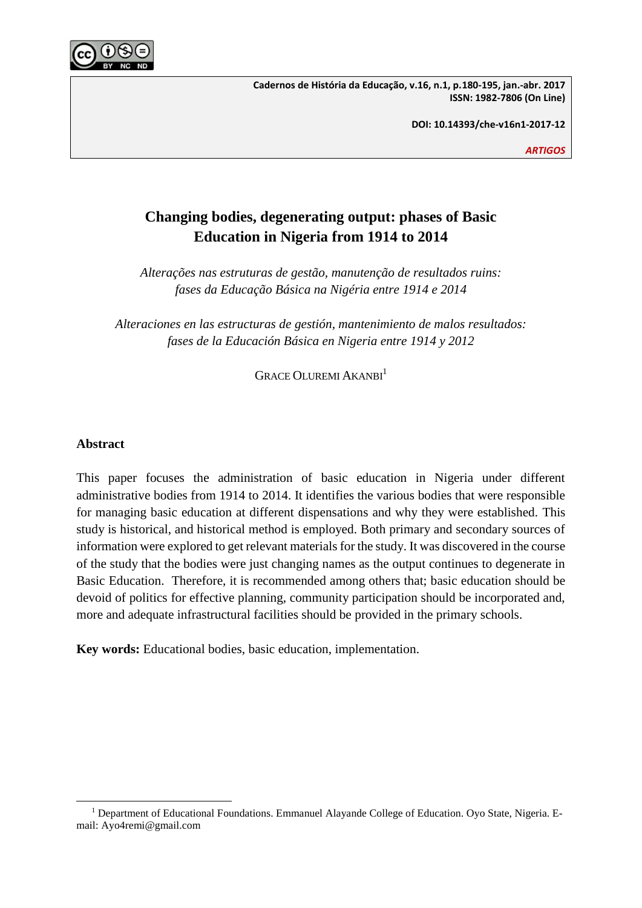# Changing bodies, degenerating output: phases of Basic Education in Nigeria from 1914 to 2014

*Alterações nas estruturas de gestão, manutenção de resultados ruins: fases da Educação Básica na Nigéria entre 1914 e 2014*

*Alteraciones en las estructuras de gestión, mantenimiento de malos resultados: fases de la Educación Básica en Nigeria entre 1914 y 2012*

GRACE OLUREMI AKANBI[1]

## Abstract

This paper focuses the administration of basic education in Nigeria under different administrative bodies from 1914 to 2014. It identifies the various bodies that were responsible for managing basic education at different dispensations and why they were established. This study is historical, and historical method is employed. Both primary and secondary sources of information were explored to get relevant materials for the study. It was discovered in the course of the study that the bodies were just changing names as the output continues to degenerate in Basic Education. Therefore, it is recommended among others that; basic education should be devoid of politics for effective planning, community participation should be incorporated and, more and adequate infrastructural facilities should be provided in the primary schools.

**Key words:** Educational bodies, basic education, implementation.

---

[1] Department of Educational Foundations. Emmanuel Alayande College of Education. Oyo State, Nigeria. E-mail: Ayo4remi@gmail.com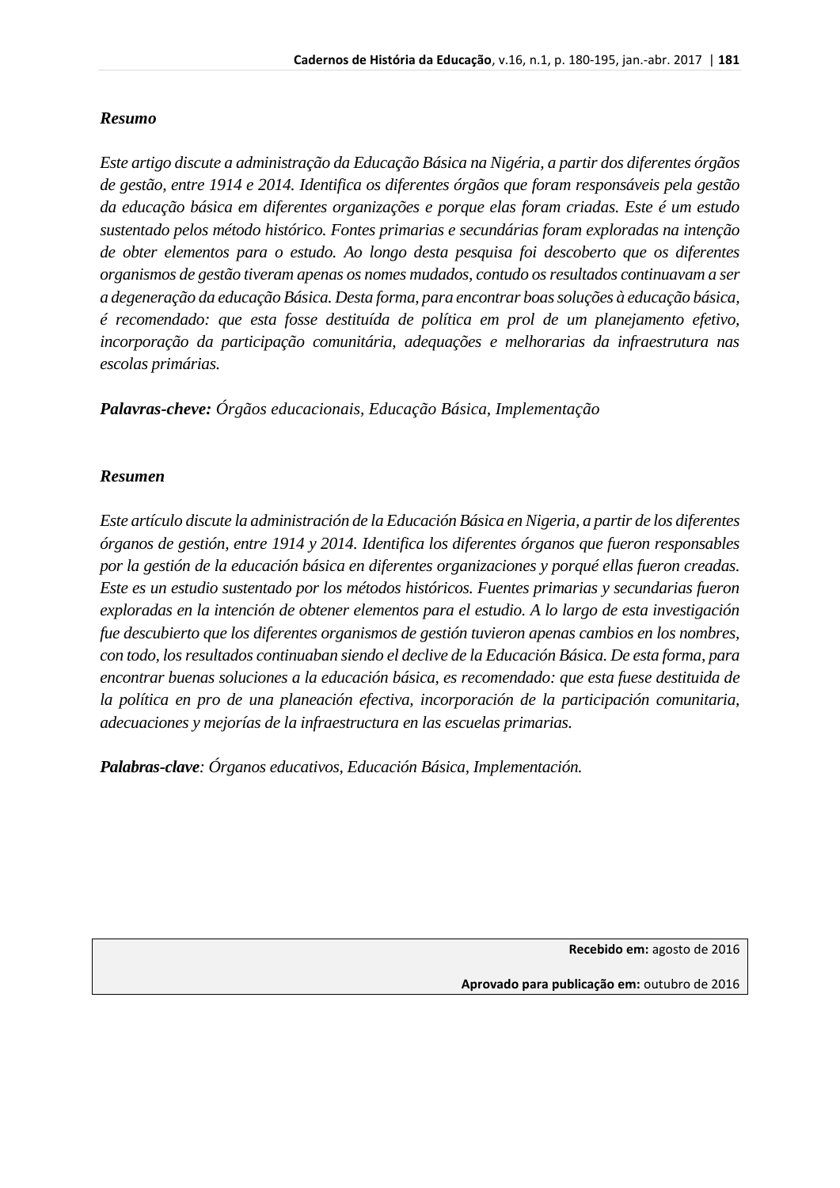***Resumo***

*Este artigo discute a administração da Educação Básica na Nigéria, a partir dos diferentes órgãos de gestão, entre 1914 e 2014. Identifica os diferentes órgãos que foram responsáveis pela gestão da educação básica em diferentes organizações e porque elas foram criadas. Este é um estudo sustentado pelos método histórico. Fontes primarias e secundárias foram exploradas na intenção de obter elementos para o estudo. Ao longo desta pesquisa foi descoberto que os diferentes organismos de gestão tiveram apenas os nomes mudados, contudo os resultados continuavam a ser a degeneração da educação Básica. Desta forma, para encontrar boas soluções à educação básica, é recomendado: que esta fosse destituída de política em prol de um planejamento efetivo, incorporação da participação comunitária, adequações e melhorarias da infraestrutura nas escolas primárias.*

***Palavras-cheve:*** *Órgãos educacionais, Educação Básica, Implementação*

***Resumen***

*Este artículo discute la administración de la Educación Básica en Nigeria, a partir de los diferentes órganos de gestión, entre 1914 y 2014. Identifica los diferentes órganos que fueron responsables por la gestión de la educación básica en diferentes organizaciones y porqué ellas fueron creadas. Este es un estudio sustentado por los métodos históricos. Fuentes primarias y secundarias fueron exploradas en la intención de obtener elementos para el estudio. A lo largo de esta investigación fue descubierto que los diferentes organismos de gestión tuvieron apenas cambios en los nombres, con todo, los resultados continuaban siendo el declive de la Educación Básica. De esta forma, para encontrar buenas soluciones a la educación básica, es recomendado: que esta fuese destituida de la política en pro de una planeación efectiva, incorporación de la participación comunitaria, adecuaciones y mejorías de la infraestructura en las escuelas primarias.*

***Palabras-clave****: Órganos educativos, Educación Básica, Implementación.*

**Recebido em:** agosto de 2016

**Aprovado para publicação em:** outubro de 2016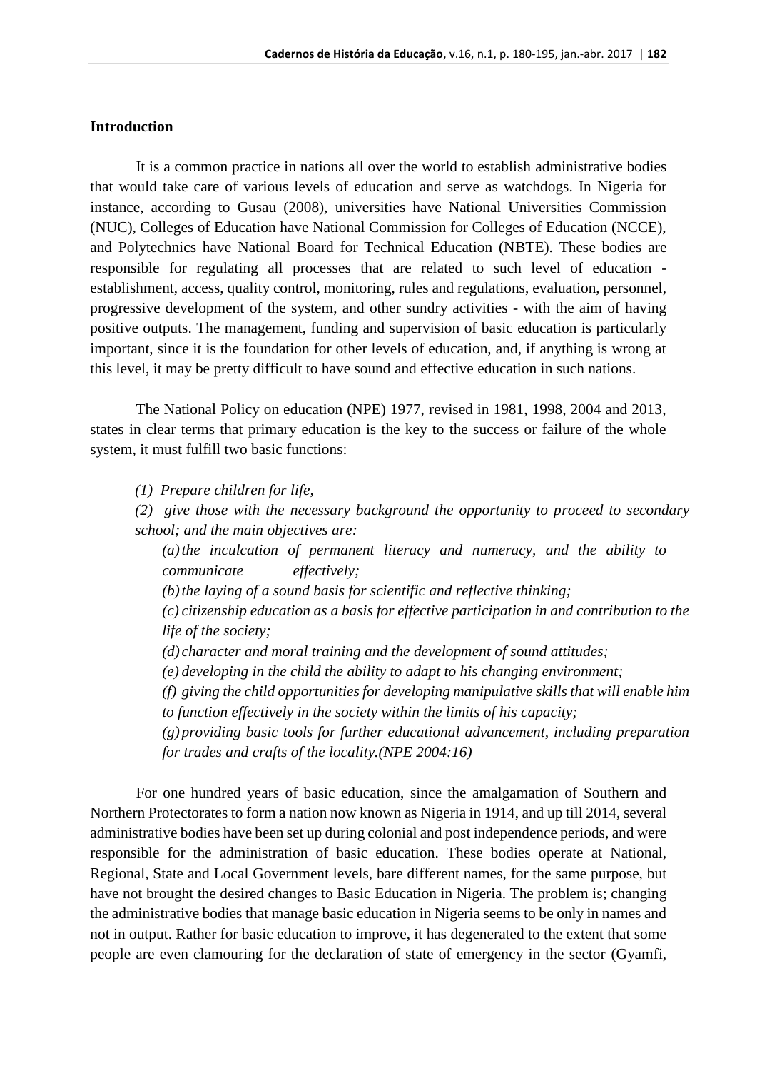## Introduction

It is a common practice in nations all over the world to establish administrative bodies that would take care of various levels of education and serve as watchdogs. In Nigeria for instance, according to Gusau (2008), universities have National Universities Commission (NUC), Colleges of Education have National Commission for Colleges of Education (NCCE), and Polytechnics have National Board for Technical Education (NBTE). These bodies are responsible for regulating all processes that are related to such level of education - establishment, access, quality control, monitoring, rules and regulations, evaluation, personnel, progressive development of the system, and other sundry activities - with the aim of having positive outputs. The management, funding and supervision of basic education is particularly important, since it is the foundation for other levels of education, and, if anything is wrong at this level, it may be pretty difficult to have sound and effective education in such nations.

The National Policy on education (NPE) 1977, revised in 1981, 1998, 2004 and 2013, states in clear terms that primary education is the key to the success or failure of the whole system, it must fulfill two basic functions:

*(1) Prepare children for life,*

*(2) give those with the necessary background the opportunity to proceed to secondary school; and the main objectives are:*

> *(a) the inculcation of permanent literacy and numeracy, and the ability to communicate effectively;*
>
> *(b) the laying of a sound basis for scientific and reflective thinking;*
>
> *(c) citizenship education as a basis for effective participation in and contribution to the life of the society;*
>
> *(d) character and moral training and the development of sound attitudes;*
>
> *(e) developing in the child the ability to adapt to his changing environment;*
>
> *(f) giving the child opportunities for developing manipulative skills that will enable him to function effectively in the society within the limits of his capacity;*
>
> *(g) providing basic tools for further educational advancement, including preparation for trades and crafts of the locality.(NPE 2004:16)*

For one hundred years of basic education, since the amalgamation of Southern and Northern Protectorates to form a nation now known as Nigeria in 1914, and up till 2014, several administrative bodies have been set up during colonial and post independence periods, and were responsible for the administration of basic education. These bodies operate at National, Regional, State and Local Government levels, bare different names, for the same purpose, but have not brought the desired changes to Basic Education in Nigeria. The problem is; changing the administrative bodies that manage basic education in Nigeria seems to be only in names and not in output. Rather for basic education to improve, it has degenerated to the extent that some people are even clamouring for the declaration of state of emergency in the sector (Gyamfi,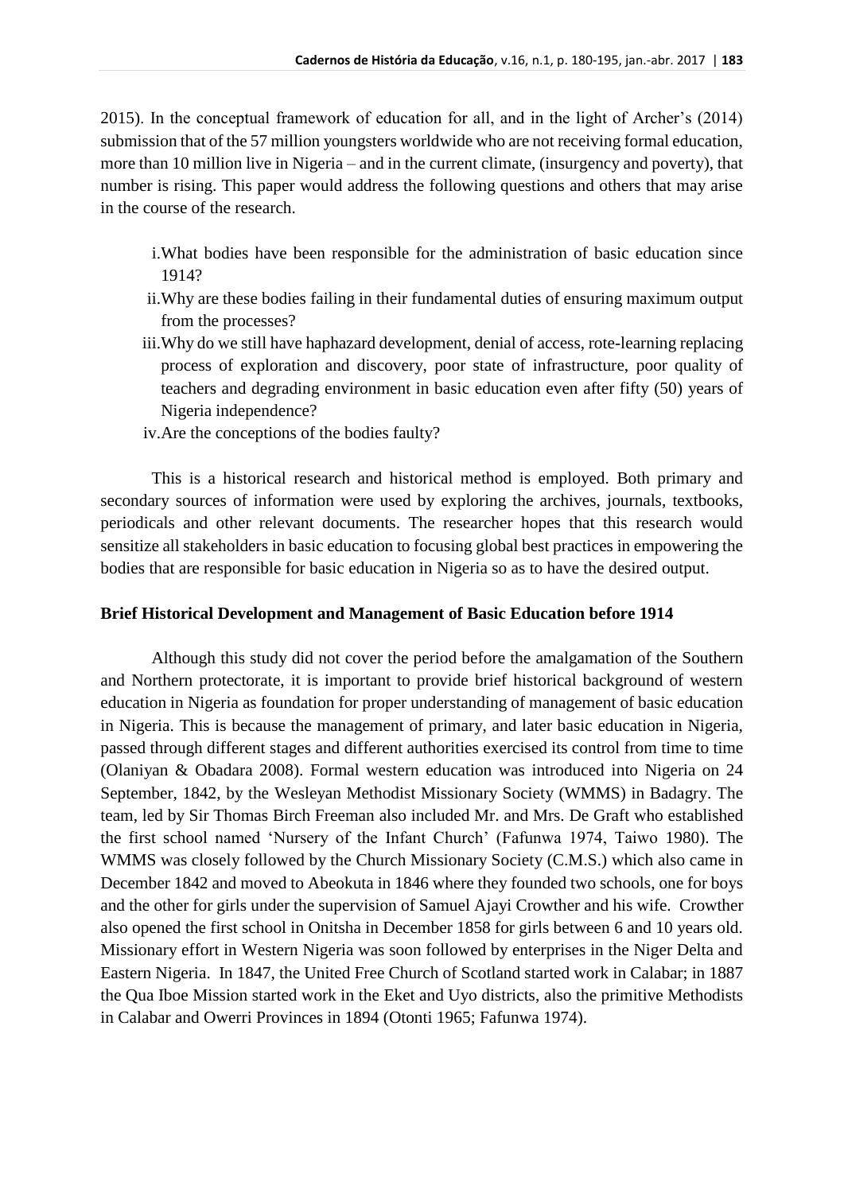2015). In the conceptual framework of education for all, and in the light of Archer's (2014) submission that of the 57 million youngsters worldwide who are not receiving formal education, more than 10 million live in Nigeria – and in the current climate, (insurgency and poverty), that number is rising. This paper would address the following questions and others that may arise in the course of the research.

i. What bodies have been responsible for the administration of basic education since 1914?
ii. Why are these bodies failing in their fundamental duties of ensuring maximum output from the processes?
iii. Why do we still have haphazard development, denial of access, rote-learning replacing process of exploration and discovery, poor state of infrastructure, poor quality of teachers and degrading environment in basic education even after fifty (50) years of Nigeria independence?
iv. Are the conceptions of the bodies faulty?

This is a historical research and historical method is employed. Both primary and secondary sources of information were used by exploring the archives, journals, textbooks, periodicals and other relevant documents. The researcher hopes that this research would sensitize all stakeholders in basic education to focusing global best practices in empowering the bodies that are responsible for basic education in Nigeria so as to have the desired output.

**Brief Historical Development and Management of Basic Education before 1914**

Although this study did not cover the period before the amalgamation of the Southern and Northern protectorate, it is important to provide brief historical background of western education in Nigeria as foundation for proper understanding of management of basic education in Nigeria. This is because the management of primary, and later basic education in Nigeria, passed through different stages and different authorities exercised its control from time to time (Olaniyan & Obadara 2008). Formal western education was introduced into Nigeria on 24 September, 1842, by the Wesleyan Methodist Missionary Society (WMMS) in Badagry. The team, led by Sir Thomas Birch Freeman also included Mr. and Mrs. De Graft who established the first school named 'Nursery of the Infant Church' (Fafunwa 1974, Taiwo 1980). The WMMS was closely followed by the Church Missionary Society (C.M.S.) which also came in December 1842 and moved to Abeokuta in 1846 where they founded two schools, one for boys and the other for girls under the supervision of Samuel Ajayi Crowther and his wife. Crowther also opened the first school in Onitsha in December 1858 for girls between 6 and 10 years old. Missionary effort in Western Nigeria was soon followed by enterprises in the Niger Delta and Eastern Nigeria. In 1847, the United Free Church of Scotland started work in Calabar; in 1887 the Qua Iboe Mission started work in the Eket and Uyo districts, also the primitive Methodists in Calabar and Owerri Provinces in 1894 (Otonti 1965; Fafunwa 1974).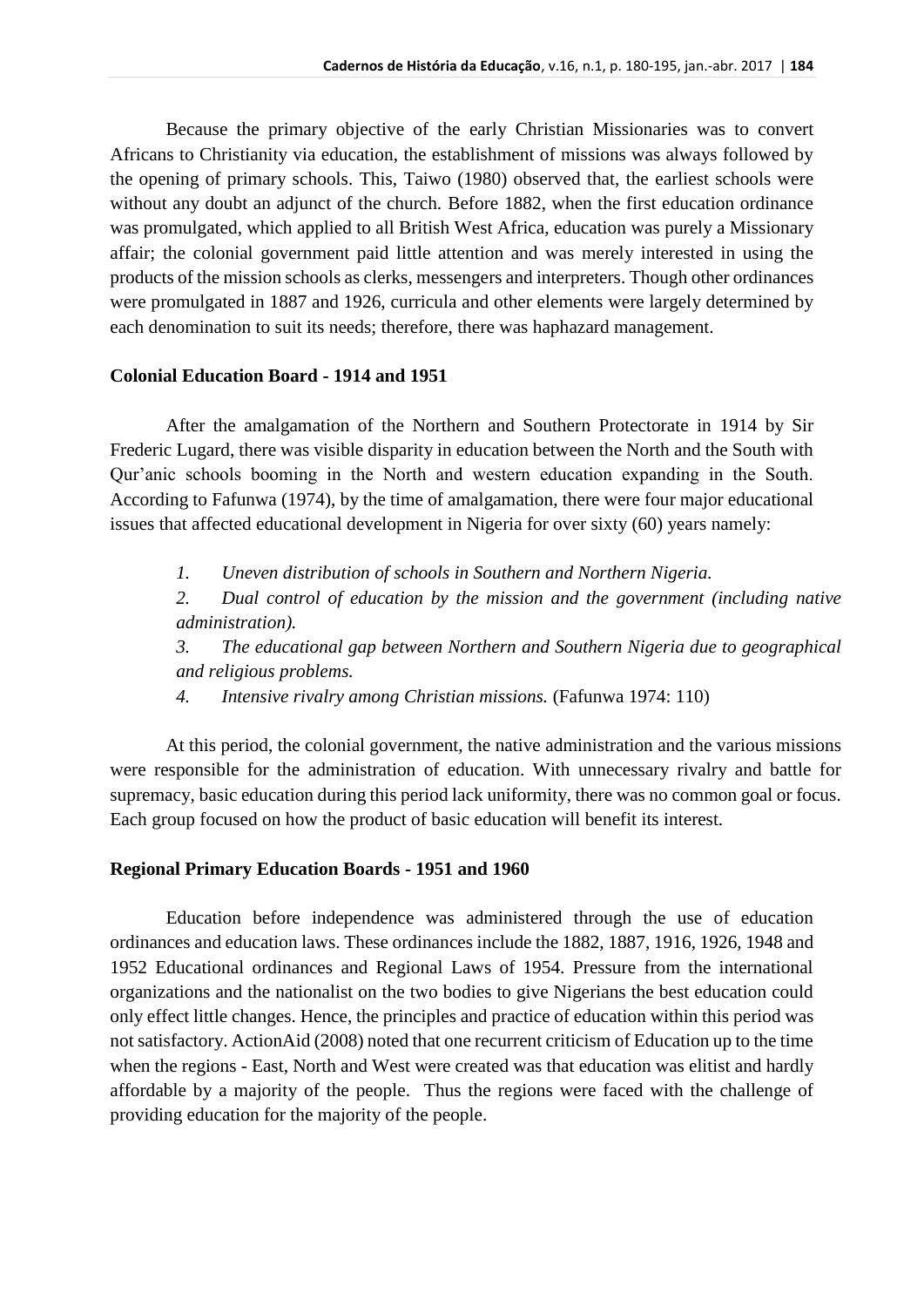Because the primary objective of the early Christian Missionaries was to convert Africans to Christianity via education, the establishment of missions was always followed by the opening of primary schools. This, Taiwo (1980) observed that, the earliest schools were without any doubt an adjunct of the church. Before 1882, when the first education ordinance was promulgated, which applied to all British West Africa, education was purely a Missionary affair; the colonial government paid little attention and was merely interested in using the products of the mission schools as clerks, messengers and interpreters. Though other ordinances were promulgated in 1887 and 1926, curricula and other elements were largely determined by each denomination to suit its needs; therefore, there was haphazard management.

## Colonial Education Board - 1914 and 1951

After the amalgamation of the Northern and Southern Protectorate in 1914 by Sir Frederic Lugard, there was visible disparity in education between the North and the South with Qur'anic schools booming in the North and western education expanding in the South. According to Fafunwa (1974), by the time of amalgamation, there were four major educational issues that affected educational development in Nigeria for over sixty (60) years namely:

1. *Uneven distribution of schools in Southern and Northern Nigeria.*
2. *Dual control of education by the mission and the government (including native administration).*
3. *The educational gap between Northern and Southern Nigeria due to geographical and religious problems.*
4. *Intensive rivalry among Christian missions.* (Fafunwa 1974: 110)

At this period, the colonial government, the native administration and the various missions were responsible for the administration of education. With unnecessary rivalry and battle for supremacy, basic education during this period lack uniformity, there was no common goal or focus. Each group focused on how the product of basic education will benefit its interest.

## Regional Primary Education Boards - 1951 and 1960

Education before independence was administered through the use of education ordinances and education laws. These ordinances include the 1882, 1887, 1916, 1926, 1948 and 1952 Educational ordinances and Regional Laws of 1954. Pressure from the international organizations and the nationalist on the two bodies to give Nigerians the best education could only effect little changes. Hence, the principles and practice of education within this period was not satisfactory. ActionAid (2008) noted that one recurrent criticism of Education up to the time when the regions - East, North and West were created was that education was elitist and hardly affordable by a majority of the people. Thus the regions were faced with the challenge of providing education for the majority of the people.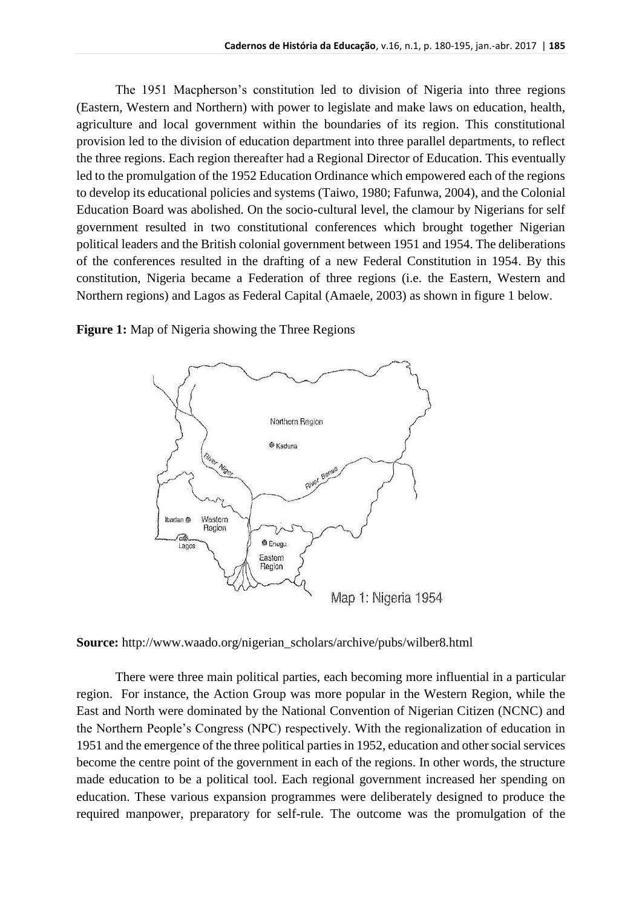The 1951 Macpherson's constitution led to division of Nigeria into three regions (Eastern, Western and Northern) with power to legislate and make laws on education, health, agriculture and local government within the boundaries of its region. This constitutional provision led to the division of education department into three parallel departments, to reflect the three regions. Each region thereafter had a Regional Director of Education. This eventually led to the promulgation of the 1952 Education Ordinance which empowered each of the regions to develop its educational policies and systems (Taiwo, 1980; Fafunwa, 2004), and the Colonial Education Board was abolished. On the socio-cultural level, the clamour by Nigerians for self government resulted in two constitutional conferences which brought together Nigerian political leaders and the British colonial government between 1951 and 1954. The deliberations of the conferences resulted in the drafting of a new Federal Constitution in 1954. By this constitution, Nigeria became a Federation of three regions (i.e. the Eastern, Western and Northern regions) and Lagos as Federal Capital (Amaele, 2003) as shown in figure 1 below.

**Figure 1:** Map of Nigeria showing the Three Regions

**Source:** http://www.waado.org/nigerian_scholars/archive/pubs/wilber8.html

There were three main political parties, each becoming more influential in a particular region. For instance, the Action Group was more popular in the Western Region, while the East and North were dominated by the National Convention of Nigerian Citizen (NCNC) and the Northern People's Congress (NPC) respectively. With the regionalization of education in 1951 and the emergence of the three political parties in 1952, education and other social services become the centre point of the government in each of the regions. In other words, the structure made education to be a political tool. Each regional government increased her spending on education. These various expansion programmes were deliberately designed to produce the required manpower, preparatory for self-rule. The outcome was the promulgation of the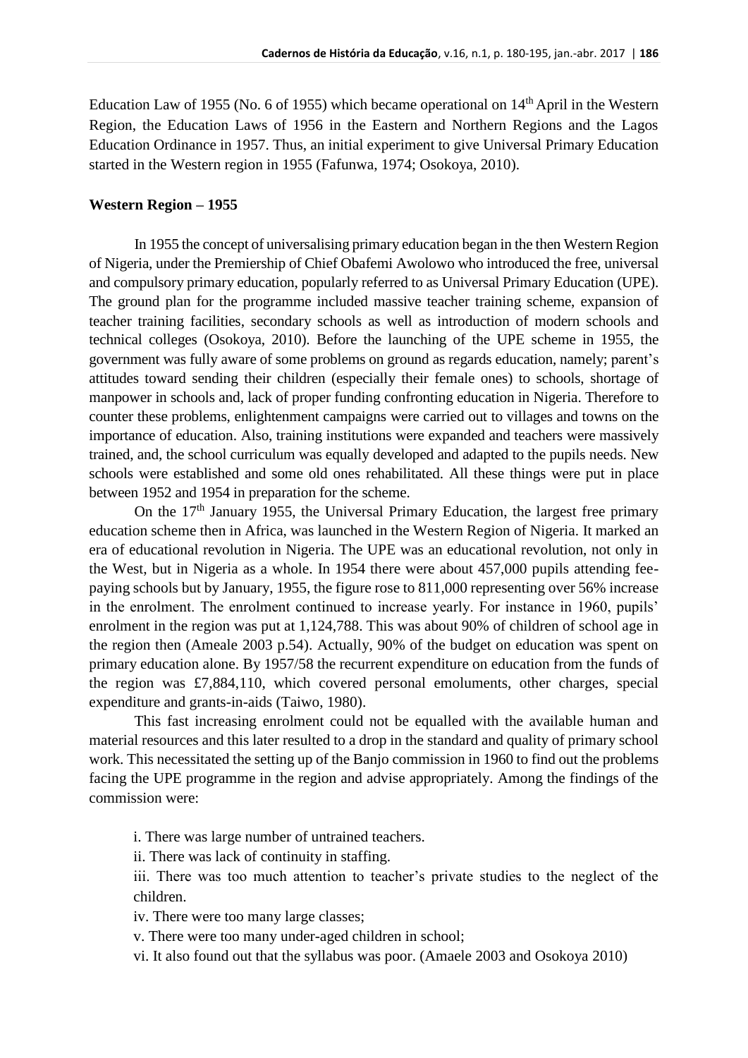Education Law of 1955 (No. 6 of 1955) which became operational on 14th April in the Western Region, the Education Laws of 1956 in the Eastern and Northern Regions and the Lagos Education Ordinance in 1957. Thus, an initial experiment to give Universal Primary Education started in the Western region in 1955 (Fafunwa, 1974; Osokoya, 2010).

## Western Region – 1955

In 1955 the concept of universalising primary education began in the then Western Region of Nigeria, under the Premiership of Chief Obafemi Awolowo who introduced the free, universal and compulsory primary education, popularly referred to as Universal Primary Education (UPE). The ground plan for the programme included massive teacher training scheme, expansion of teacher training facilities, secondary schools as well as introduction of modern schools and technical colleges (Osokoya, 2010). Before the launching of the UPE scheme in 1955, the government was fully aware of some problems on ground as regards education, namely; parent's attitudes toward sending their children (especially their female ones) to schools, shortage of manpower in schools and, lack of proper funding confronting education in Nigeria. Therefore to counter these problems, enlightenment campaigns were carried out to villages and towns on the importance of education. Also, training institutions were expanded and teachers were massively trained, and, the school curriculum was equally developed and adapted to the pupils needs. New schools were established and some old ones rehabilitated. All these things were put in place between 1952 and 1954 in preparation for the scheme.

On the 17th January 1955, the Universal Primary Education, the largest free primary education scheme then in Africa, was launched in the Western Region of Nigeria. It marked an era of educational revolution in Nigeria. The UPE was an educational revolution, not only in the West, but in Nigeria as a whole. In 1954 there were about 457,000 pupils attending fee-paying schools but by January, 1955, the figure rose to 811,000 representing over 56% increase in the enrolment. The enrolment continued to increase yearly. For instance in 1960, pupils' enrolment in the region was put at 1,124,788. This was about 90% of children of school age in the region then (Ameale 2003 p.54). Actually, 90% of the budget on education was spent on primary education alone. By 1957/58 the recurrent expenditure on education from the funds of the region was £7,884,110, which covered personal emoluments, other charges, special expenditure and grants-in-aids (Taiwo, 1980).

This fast increasing enrolment could not be equalled with the available human and material resources and this later resulted to a drop in the standard and quality of primary school work. This necessitated the setting up of the Banjo commission in 1960 to find out the problems facing the UPE programme in the region and advise appropriately. Among the findings of the commission were:

i. There was large number of untrained teachers.

ii. There was lack of continuity in staffing.

iii. There was too much attention to teacher's private studies to the neglect of the children.

iv. There were too many large classes;

v. There were too many under-aged children in school;

vi. It also found out that the syllabus was poor. (Amaele 2003 and Osokoya 2010)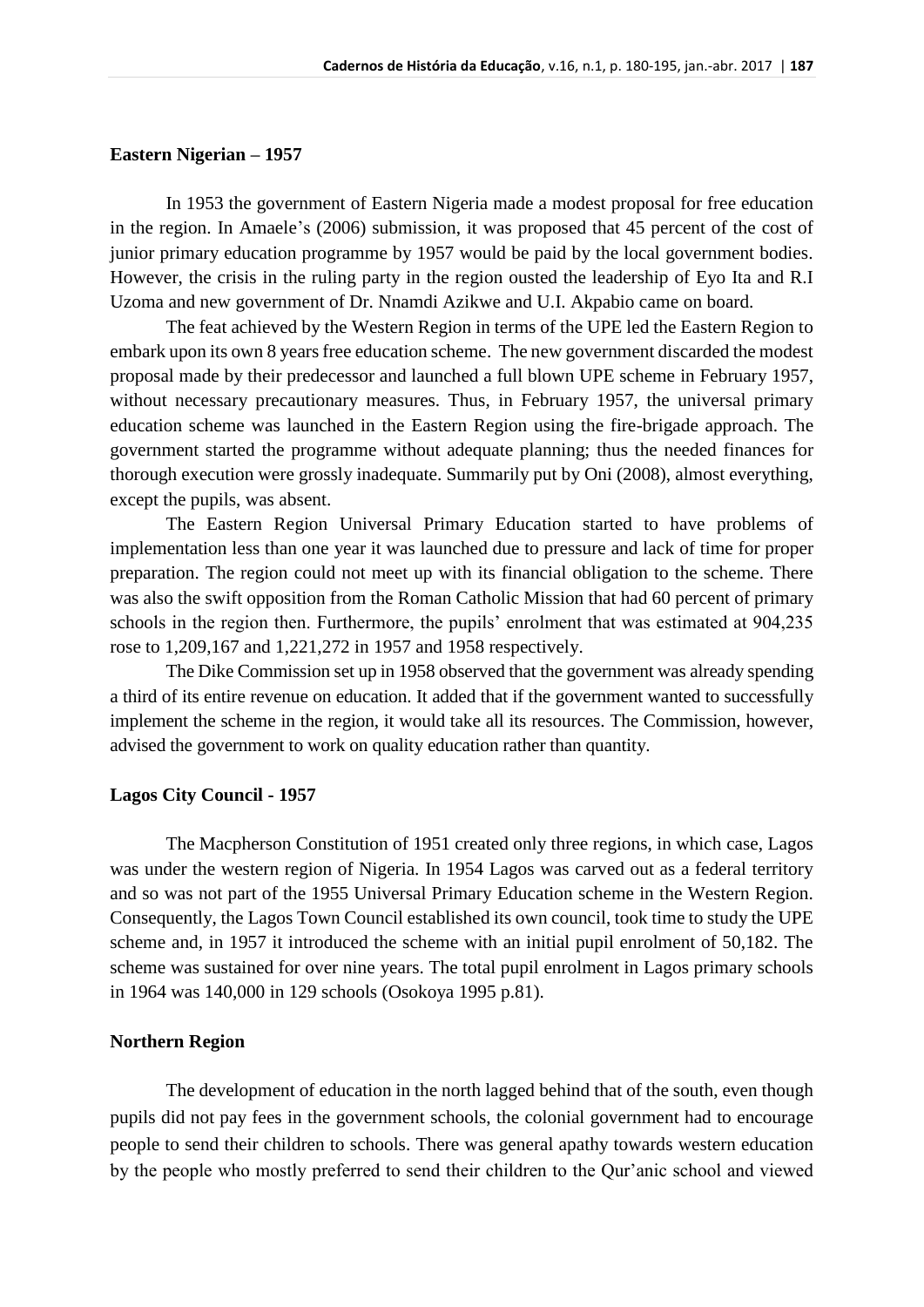**Eastern Nigerian – 1957**

In 1953 the government of Eastern Nigeria made a modest proposal for free education in the region. In Amaele's (2006) submission, it was proposed that 45 percent of the cost of junior primary education programme by 1957 would be paid by the local government bodies. However, the crisis in the ruling party in the region ousted the leadership of Eyo Ita and R.I Uzoma and new government of Dr. Nnamdi Azikwe and U.I. Akpabio came on board.

The feat achieved by the Western Region in terms of the UPE led the Eastern Region to embark upon its own 8 years free education scheme. The new government discarded the modest proposal made by their predecessor and launched a full blown UPE scheme in February 1957, without necessary precautionary measures. Thus, in February 1957, the universal primary education scheme was launched in the Eastern Region using the fire-brigade approach. The government started the programme without adequate planning; thus the needed finances for thorough execution were grossly inadequate. Summarily put by Oni (2008), almost everything, except the pupils, was absent.

The Eastern Region Universal Primary Education started to have problems of implementation less than one year it was launched due to pressure and lack of time for proper preparation. The region could not meet up with its financial obligation to the scheme. There was also the swift opposition from the Roman Catholic Mission that had 60 percent of primary schools in the region then. Furthermore, the pupils' enrolment that was estimated at 904,235 rose to 1,209,167 and 1,221,272 in 1957 and 1958 respectively.

The Dike Commission set up in 1958 observed that the government was already spending a third of its entire revenue on education. It added that if the government wanted to successfully implement the scheme in the region, it would take all its resources. The Commission, however, advised the government to work on quality education rather than quantity.

**Lagos City Council - 1957**

The Macpherson Constitution of 1951 created only three regions, in which case, Lagos was under the western region of Nigeria. In 1954 Lagos was carved out as a federal territory and so was not part of the 1955 Universal Primary Education scheme in the Western Region. Consequently, the Lagos Town Council established its own council, took time to study the UPE scheme and, in 1957 it introduced the scheme with an initial pupil enrolment of 50,182. The scheme was sustained for over nine years. The total pupil enrolment in Lagos primary schools in 1964 was 140,000 in 129 schools (Osokoya 1995 p.81).

**Northern Region**

The development of education in the north lagged behind that of the south, even though pupils did not pay fees in the government schools, the colonial government had to encourage people to send their children to schools. There was general apathy towards western education by the people who mostly preferred to send their children to the Qur'anic school and viewed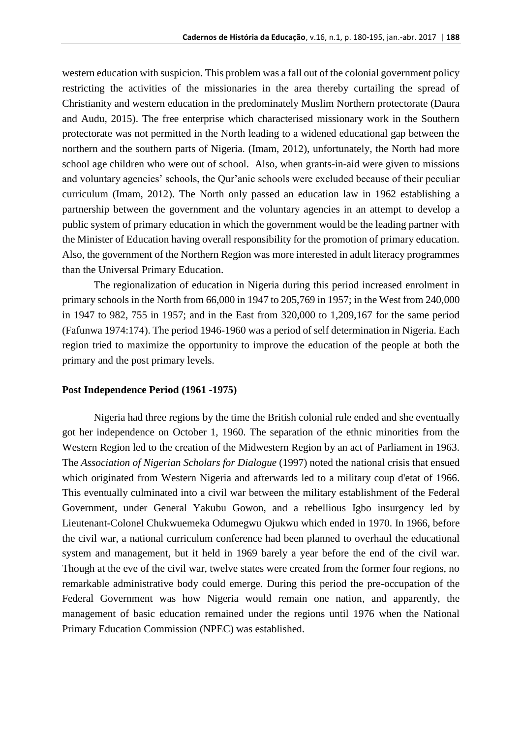western education with suspicion. This problem was a fall out of the colonial government policy restricting the activities of the missionaries in the area thereby curtailing the spread of Christianity and western education in the predominately Muslim Northern protectorate (Daura and Audu, 2015). The free enterprise which characterised missionary work in the Southern protectorate was not permitted in the North leading to a widened educational gap between the northern and the southern parts of Nigeria. (Imam, 2012), unfortunately, the North had more school age children who were out of school. Also, when grants-in-aid were given to missions and voluntary agencies' schools, the Qur'anic schools were excluded because of their peculiar curriculum (Imam, 2012). The North only passed an education law in 1962 establishing a partnership between the government and the voluntary agencies in an attempt to develop a public system of primary education in which the government would be the leading partner with the Minister of Education having overall responsibility for the promotion of primary education. Also, the government of the Northern Region was more interested in adult literacy programmes than the Universal Primary Education.

The regionalization of education in Nigeria during this period increased enrolment in primary schools in the North from 66,000 in 1947 to 205,769 in 1957; in the West from 240,000 in 1947 to 982, 755 in 1957; and in the East from 320,000 to 1,209,167 for the same period (Fafunwa 1974:174). The period 1946-1960 was a period of self determination in Nigeria. Each region tried to maximize the opportunity to improve the education of the people at both the primary and the post primary levels.

### Post Independence Period (1961 -1975)

Nigeria had three regions by the time the British colonial rule ended and she eventually got her independence on October 1, 1960. The separation of the ethnic minorities from the Western Region led to the creation of the Midwestern Region by an act of Parliament in 1963. The *Association of Nigerian Scholars for Dialogue* (1997) noted the national crisis that ensued which originated from Western Nigeria and afterwards led to a military coup d'etat of 1966. This eventually culminated into a civil war between the military establishment of the Federal Government, under General Yakubu Gowon, and a rebellious Igbo insurgency led by Lieutenant-Colonel Chukwuemeka Odumegwu Ojukwu which ended in 1970. In 1966, before the civil war, a national curriculum conference had been planned to overhaul the educational system and management, but it held in 1969 barely a year before the end of the civil war. Though at the eve of the civil war, twelve states were created from the former four regions, no remarkable administrative body could emerge. During this period the pre-occupation of the Federal Government was how Nigeria would remain one nation, and apparently, the management of basic education remained under the regions until 1976 when the National Primary Education Commission (NPEC) was established.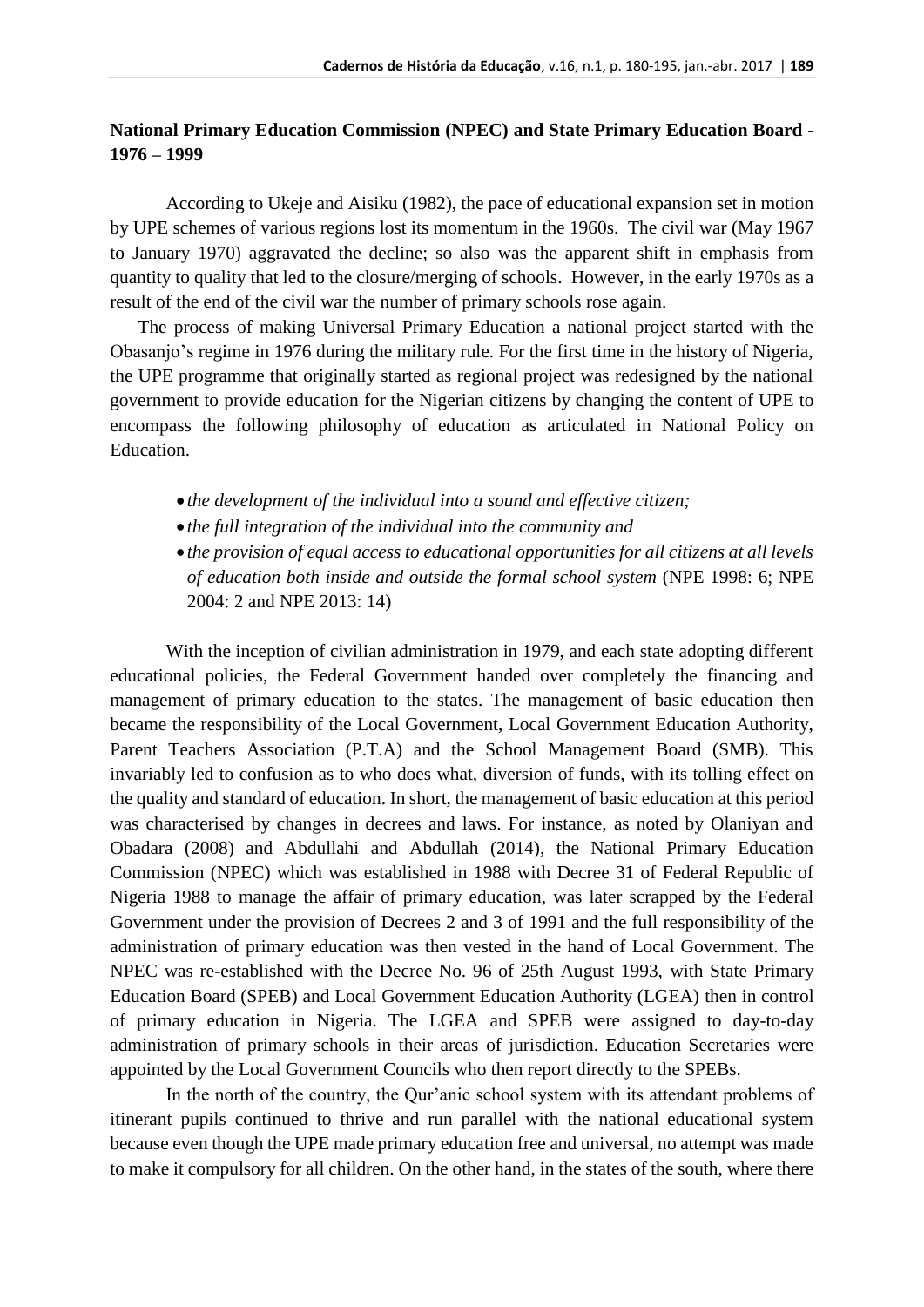## National Primary Education Commission (NPEC) and State Primary Education Board - 1976 – 1999

According to Ukeje and Aisiku (1982), the pace of educational expansion set in motion by UPE schemes of various regions lost its momentum in the 1960s. The civil war (May 1967 to January 1970) aggravated the decline; so also was the apparent shift in emphasis from quantity to quality that led to the closure/merging of schools. However, in the early 1970s as a result of the end of the civil war the number of primary schools rose again.

The process of making Universal Primary Education a national project started with the Obasanjo's regime in 1976 during the military rule. For the first time in the history of Nigeria, the UPE programme that originally started as regional project was redesigned by the national government to provide education for the Nigerian citizens by changing the content of UPE to encompass the following philosophy of education as articulated in National Policy on Education.

- *the development of the individual into a sound and effective citizen;*
- *the full integration of the individual into the community and*
- *the provision of equal access to educational opportunities for all citizens at all levels of education both inside and outside the formal school system* (NPE 1998: 6; NPE 2004: 2 and NPE 2013: 14)

With the inception of civilian administration in 1979, and each state adopting different educational policies, the Federal Government handed over completely the financing and management of primary education to the states. The management of basic education then became the responsibility of the Local Government, Local Government Education Authority, Parent Teachers Association (P.T.A) and the School Management Board (SMB). This invariably led to confusion as to who does what, diversion of funds, with its tolling effect on the quality and standard of education. In short, the management of basic education at this period was characterised by changes in decrees and laws. For instance, as noted by Olaniyan and Obadara (2008) and Abdullahi and Abdullah (2014), the National Primary Education Commission (NPEC) which was established in 1988 with Decree 31 of Federal Republic of Nigeria 1988 to manage the affair of primary education, was later scrapped by the Federal Government under the provision of Decrees 2 and 3 of 1991 and the full responsibility of the administration of primary education was then vested in the hand of Local Government. The NPEC was re-established with the Decree No. 96 of 25th August 1993, with State Primary Education Board (SPEB) and Local Government Education Authority (LGEA) then in control of primary education in Nigeria. The LGEA and SPEB were assigned to day-to-day administration of primary schools in their areas of jurisdiction. Education Secretaries were appointed by the Local Government Councils who then report directly to the SPEBs.

In the north of the country, the Qur'anic school system with its attendant problems of itinerant pupils continued to thrive and run parallel with the national educational system because even though the UPE made primary education free and universal, no attempt was made to make it compulsory for all children. On the other hand, in the states of the south, where there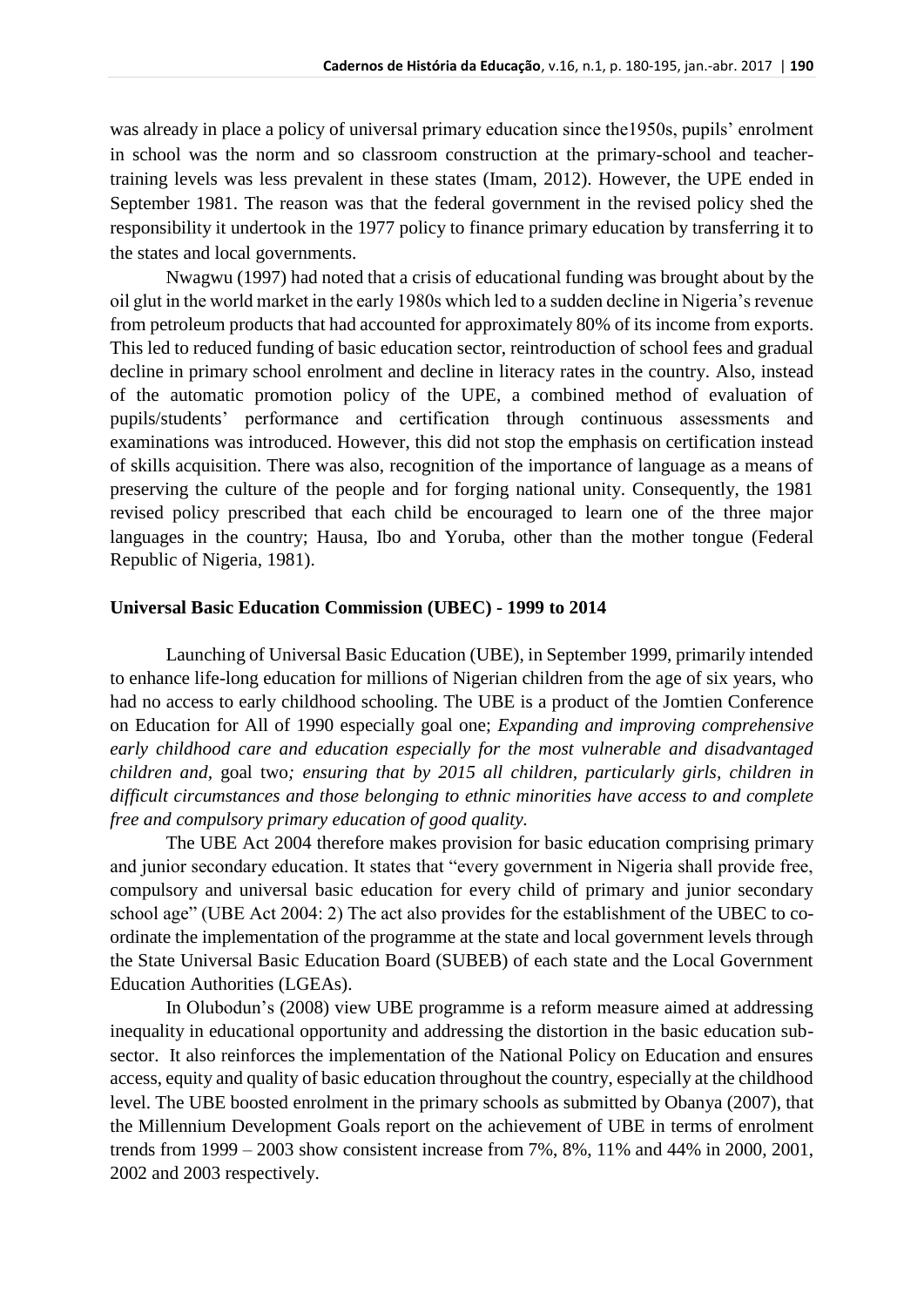was already in place a policy of universal primary education since the1950s, pupils' enrolment in school was the norm and so classroom construction at the primary-school and teacher-training levels was less prevalent in these states (Imam, 2012). However, the UPE ended in September 1981. The reason was that the federal government in the revised policy shed the responsibility it undertook in the 1977 policy to finance primary education by transferring it to the states and local governments.

Nwagwu (1997) had noted that a crisis of educational funding was brought about by the oil glut in the world market in the early 1980s which led to a sudden decline in Nigeria's revenue from petroleum products that had accounted for approximately 80% of its income from exports. This led to reduced funding of basic education sector, reintroduction of school fees and gradual decline in primary school enrolment and decline in literacy rates in the country. Also, instead of the automatic promotion policy of the UPE, a combined method of evaluation of pupils/students' performance and certification through continuous assessments and examinations was introduced. However, this did not stop the emphasis on certification instead of skills acquisition. There was also, recognition of the importance of language as a means of preserving the culture of the people and for forging national unity. Consequently, the 1981 revised policy prescribed that each child be encouraged to learn one of the three major languages in the country; Hausa, Ibo and Yoruba, other than the mother tongue (Federal Republic of Nigeria, 1981).

## Universal Basic Education Commission (UBEC) - 1999 to 2014

Launching of Universal Basic Education (UBE), in September 1999, primarily intended to enhance life-long education for millions of Nigerian children from the age of six years, who had no access to early childhood schooling. The UBE is a product of the Jomtien Conference on Education for All of 1990 especially goal one; *Expanding and improving comprehensive early childhood care and education especially for the most vulnerable and disadvantaged children and,* goal two*; ensuring that by 2015 all children, particularly girls, children in difficult circumstances and those belonging to ethnic minorities have access to and complete free and compulsory primary education of good quality.*

The UBE Act 2004 therefore makes provision for basic education comprising primary and junior secondary education. It states that "every government in Nigeria shall provide free, compulsory and universal basic education for every child of primary and junior secondary school age" (UBE Act 2004: 2) The act also provides for the establishment of the UBEC to co-ordinate the implementation of the programme at the state and local government levels through the State Universal Basic Education Board (SUBEB) of each state and the Local Government Education Authorities (LGEAs).

In Olubodun's (2008) view UBE programme is a reform measure aimed at addressing inequality in educational opportunity and addressing the distortion in the basic education sub-sector. It also reinforces the implementation of the National Policy on Education and ensures access, equity and quality of basic education throughout the country, especially at the childhood level. The UBE boosted enrolment in the primary schools as submitted by Obanya (2007), that the Millennium Development Goals report on the achievement of UBE in terms of enrolment trends from 1999 – 2003 show consistent increase from 7%, 8%, 11% and 44% in 2000, 2001, 2002 and 2003 respectively.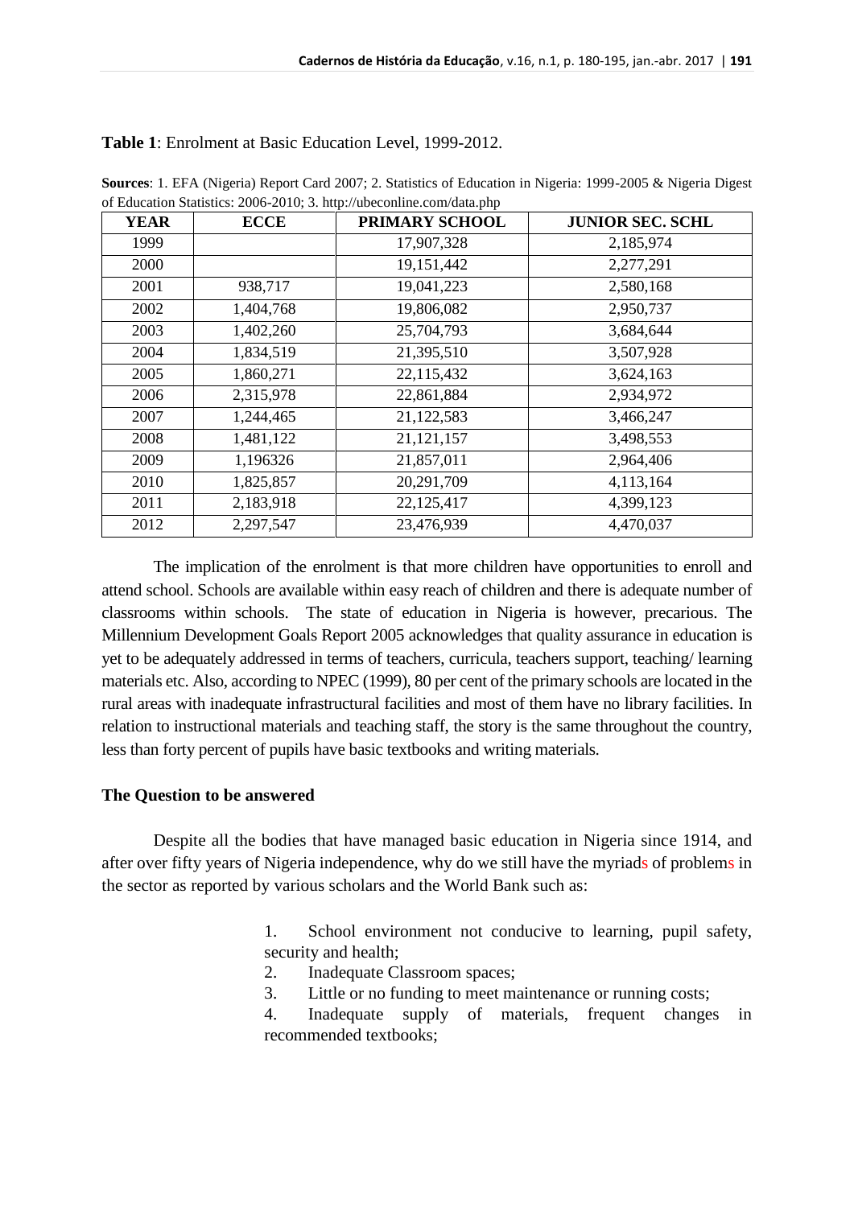**Table 1**: Enrolment at Basic Education Level, 1999-2012.

**Sources**: 1. EFA (Nigeria) Report Card 2007; 2. Statistics of Education in Nigeria: 1999-2005 & Nigeria Digest of Education Statistics: 2006-2010; 3. http://ubeconline.com/data.php

| YEAR | ECCE | PRIMARY SCHOOL | JUNIOR SEC. SCHL |
|---|---|---|---|
| 1999 | | 17,907,328 | 2,185,974 |
| 2000 | | 19,151,442 | 2,277,291 |
| 2001 | 938,717 | 19,041,223 | 2,580,168 |
| 2002 | 1,404,768 | 19,806,082 | 2,950,737 |
| 2003 | 1,402,260 | 25,704,793 | 3,684,644 |
| 2004 | 1,834,519 | 21,395,510 | 3,507,928 |
| 2005 | 1,860,271 | 22,115,432 | 3,624,163 |
| 2006 | 2,315,978 | 22,861,884 | 2,934,972 |
| 2007 | 1,244,465 | 21,122,583 | 3,466,247 |
| 2008 | 1,481,122 | 21,121,157 | 3,498,553 |
| 2009 | 1,196326 | 21,857,011 | 2,964,406 |
| 2010 | 1,825,857 | 20,291,709 | 4,113,164 |
| 2011 | 2,183,918 | 22,125,417 | 4,399,123 |
| 2012 | 2,297,547 | 23,476,939 | 4,470,037 |

The implication of the enrolment is that more children have opportunities to enroll and attend school. Schools are available within easy reach of children and there is adequate number of classrooms within schools. The state of education in Nigeria is however, precarious. The Millennium Development Goals Report 2005 acknowledges that quality assurance in education is yet to be adequately addressed in terms of teachers, curricula, teachers support, teaching/ learning materials etc. Also, according to NPEC (1999), 80 per cent of the primary schools are located in the rural areas with inadequate infrastructural facilities and most of them have no library facilities. In relation to instructional materials and teaching staff, the story is the same throughout the country, less than forty percent of pupils have basic textbooks and writing materials.

### The Question to be answered

Despite all the bodies that have managed basic education in Nigeria since 1914, and after over fifty years of Nigeria independence, why do we still have the myriads of problems in the sector as reported by various scholars and the World Bank such as:

1. School environment not conducive to learning, pupil safety, security and health;
2. Inadequate Classroom spaces;
3. Little or no funding to meet maintenance or running costs;
4. Inadequate supply of materials, frequent changes in recommended textbooks;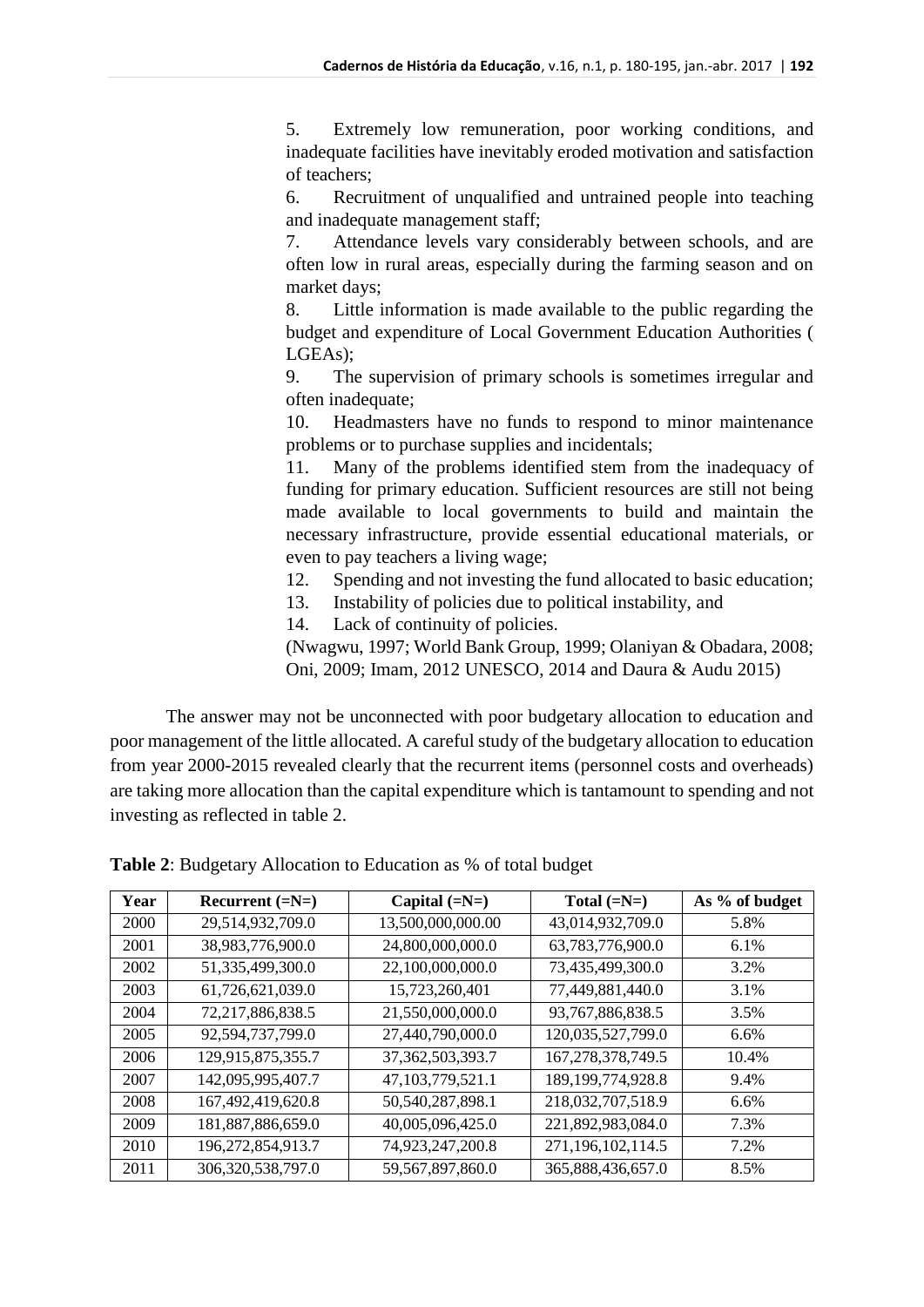5. Extremely low remuneration, poor working conditions, and inadequate facilities have inevitably eroded motivation and satisfaction of teachers;
6. Recruitment of unqualified and untrained people into teaching and inadequate management staff;
7. Attendance levels vary considerably between schools, and are often low in rural areas, especially during the farming season and on market days;
8. Little information is made available to the public regarding the budget and expenditure of Local Government Education Authorities ( LGEAs);
9. The supervision of primary schools is sometimes irregular and often inadequate;
10. Headmasters have no funds to respond to minor maintenance problems or to purchase supplies and incidentals;
11. Many of the problems identified stem from the inadequacy of funding for primary education. Sufficient resources are still not being made available to local governments to build and maintain the necessary infrastructure, provide essential educational materials, or even to pay teachers a living wage;
12. Spending and not investing the fund allocated to basic education;
13. Instability of policies due to political instability, and
14. Lack of continuity of policies.

(Nwagwu, 1997; World Bank Group, 1999; Olaniyan & Obadara, 2008; Oni, 2009; Imam, 2012 UNESCO, 2014 and Daura & Audu 2015)

The answer may not be unconnected with poor budgetary allocation to education and poor management of the little allocated. A careful study of the budgetary allocation to education from year 2000-2015 revealed clearly that the recurrent items (personnel costs and overheads) are taking more allocation than the capital expenditure which is tantamount to spending and not investing as reflected in table 2.

**Table 2**: Budgetary Allocation to Education as % of total budget

| Year | Recurrent (=N=) | Capital (=N=) | Total (=N=) | As % of budget |
|---|---|---|---|---|
| 2000 | 29,514,932,709.0 | 13,500,000,000.00 | 43,014,932,709.0 | 5.8% |
| 2001 | 38,983,776,900.0 | 24,800,000,000.0 | 63,783,776,900.0 | 6.1% |
| 2002 | 51,335,499,300.0 | 22,100,000,000.0 | 73,435,499,300.0 | 3.2% |
| 2003 | 61,726,621,039.0 | 15,723,260,401 | 77,449,881,440.0 | 3.1% |
| 2004 | 72,217,886,838.5 | 21,550,000,000.0 | 93,767,886,838.5 | 3.5% |
| 2005 | 92,594,737,799.0 | 27,440,790,000.0 | 120,035,527,799.0 | 6.6% |
| 2006 | 129,915,875,355.7 | 37,362,503,393.7 | 167,278,378,749.5 | 10.4% |
| 2007 | 142,095,995,407.7 | 47,103,779,521.1 | 189,199,774,928.8 | 9.4% |
| 2008 | 167,492,419,620.8 | 50,540,287,898.1 | 218,032,707,518.9 | 6.6% |
| 2009 | 181,887,886,659.0 | 40,005,096,425.0 | 221,892,983,084.0 | 7.3% |
| 2010 | 196,272,854,913.7 | 74,923,247,200.8 | 271,196,102,114.5 | 7.2% |
| 2011 | 306,320,538,797.0 | 59,567,897,860.0 | 365,888,436,657.0 | 8.5% |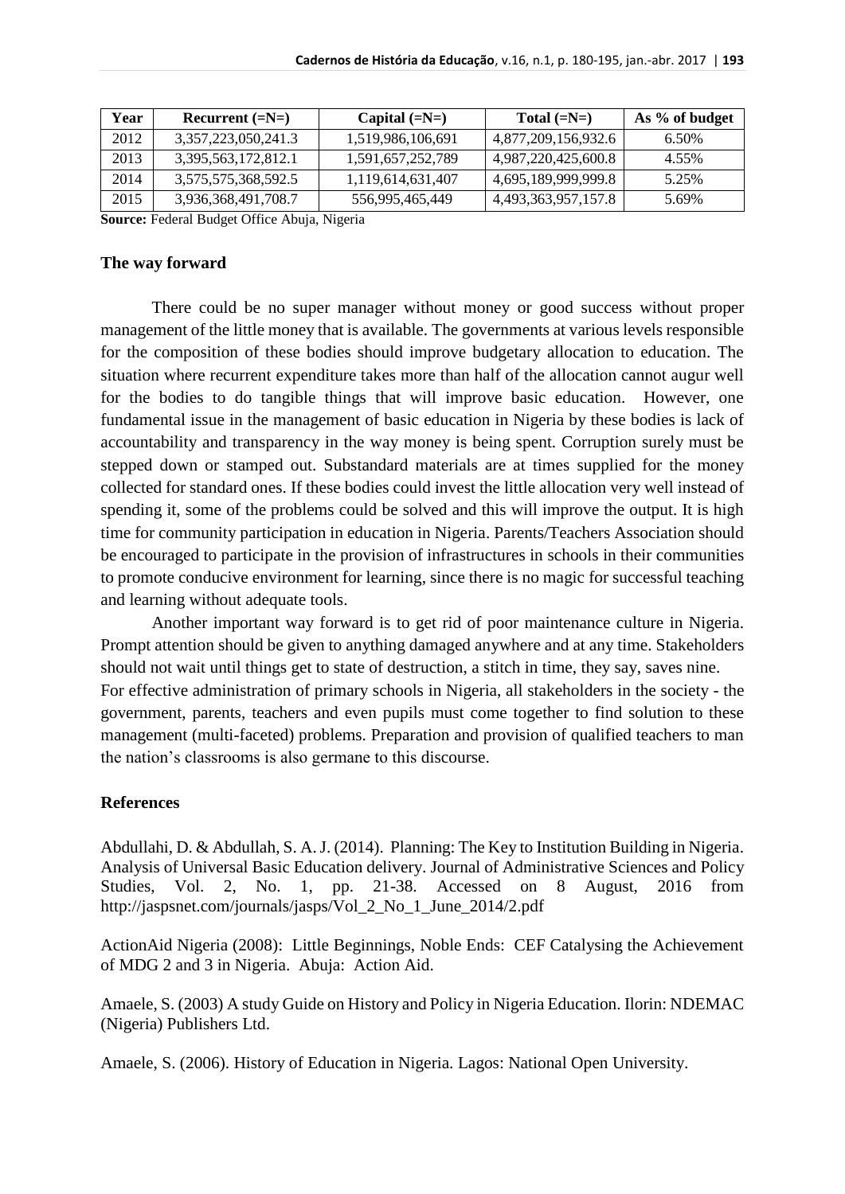| Year | Recurrent (=N=) | Capital (=N=) | Total (=N=) | As % of budget |
|---|---|---|---|---|
| 2012 | 3,357,223,050,241.3 | 1,519,986,106,691 | 4,877,209,156,932.6 | 6.50% |
| 2013 | 3,395,563,172,812.1 | 1,591,657,252,789 | 4,987,220,425,600.8 | 4.55% |
| 2014 | 3,575,575,368,592.5 | 1,119,614,631,407 | 4,695,189,999,999.8 | 5.25% |
| 2015 | 3,936,368,491,708.7 | 556,995,465,449 | 4,493,363,957,157.8 | 5.69% |

**Source:** Federal Budget Office Abuja, Nigeria

## The way forward

There could be no super manager without money or good success without proper management of the little money that is available. The governments at various levels responsible for the composition of these bodies should improve budgetary allocation to education. The situation where recurrent expenditure takes more than half of the allocation cannot augur well for the bodies to do tangible things that will improve basic education. However, one fundamental issue in the management of basic education in Nigeria by these bodies is lack of accountability and transparency in the way money is being spent. Corruption surely must be stepped down or stamped out. Substandard materials are at times supplied for the money collected for standard ones. If these bodies could invest the little allocation very well instead of spending it, some of the problems could be solved and this will improve the output. It is high time for community participation in education in Nigeria. Parents/Teachers Association should be encouraged to participate in the provision of infrastructures in schools in their communities to promote conducive environment for learning, since there is no magic for successful teaching and learning without adequate tools.

Another important way forward is to get rid of poor maintenance culture in Nigeria. Prompt attention should be given to anything damaged anywhere and at any time. Stakeholders should not wait until things get to state of destruction, a stitch in time, they say, saves nine.
For effective administration of primary schools in Nigeria, all stakeholders in the society - the government, parents, teachers and even pupils must come together to find solution to these management (multi-faceted) problems. Preparation and provision of qualified teachers to man the nation's classrooms is also germane to this discourse.

## References

Abdullahi, D. & Abdullah, S. A. J. (2014). Planning: The Key to Institution Building in Nigeria. Analysis of Universal Basic Education delivery. Journal of Administrative Sciences and Policy Studies, Vol. 2, No. 1, pp. 21-38. Accessed on 8 August, 2016 from http://jaspsnet.com/journals/jasps/Vol_2_No_1_June_2014/2.pdf

ActionAid Nigeria (2008): Little Beginnings, Noble Ends: CEF Catalysing the Achievement of MDG 2 and 3 in Nigeria. Abuja: Action Aid.

Amaele, S. (2003) A study Guide on History and Policy in Nigeria Education. Ilorin: NDEMAC (Nigeria) Publishers Ltd.

Amaele, S. (2006). History of Education in Nigeria. Lagos: National Open University.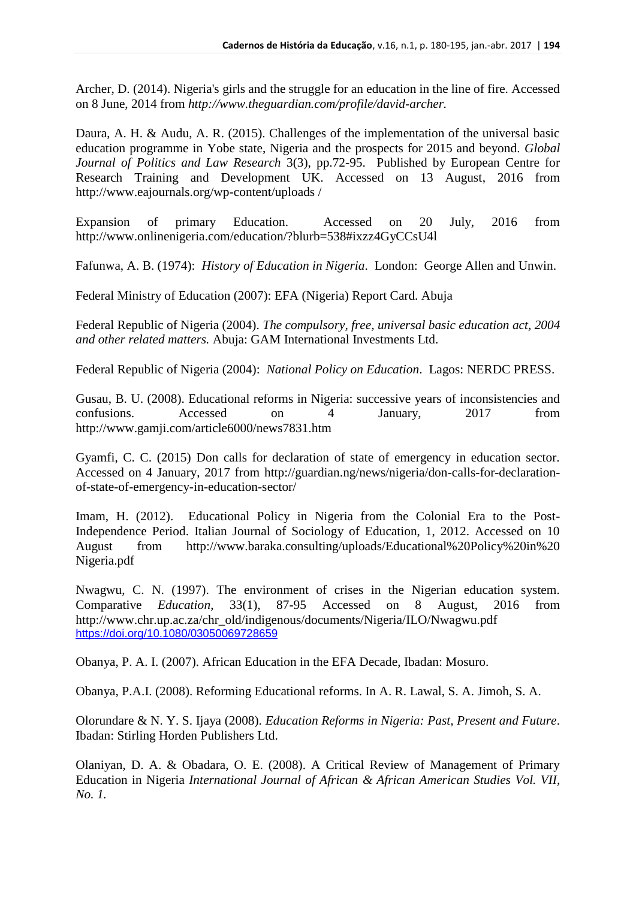Archer, D. (2014). Nigeria's girls and the struggle for an education in the line of fire. Accessed on 8 June, 2014 from *http://www.theguardian.com/profile/david-archer.*

Daura, A. H. & Audu, A. R. (2015). Challenges of the implementation of the universal basic education programme in Yobe state, Nigeria and the prospects for 2015 and beyond. *Global Journal of Politics and Law Research* 3(3), pp.72-95. Published by European Centre for Research Training and Development UK. Accessed on 13 August, 2016 from http://www.eajournals.org/wp-content/uploads /

Expansion of primary Education. Accessed on 20 July, 2016 from http://www.onlinenigeria.com/education/?blurb=538#ixzz4GyCCsU4l

Fafunwa, A. B. (1974): *History of Education in Nigeria*. London: George Allen and Unwin.

Federal Ministry of Education (2007): EFA (Nigeria) Report Card. Abuja

Federal Republic of Nigeria (2004). *The compulsory, free, universal basic education act, 2004 and other related matters.* Abuja: GAM International Investments Ltd.

Federal Republic of Nigeria (2004): *National Policy on Education*. Lagos: NERDC PRESS.

Gusau, B. U. (2008). Educational reforms in Nigeria: successive years of inconsistencies and confusions. Accessed on 4 January, 2017 from http://www.gamji.com/article6000/news7831.htm

Gyamfi, C. C. (2015) Don calls for declaration of state of emergency in education sector. Accessed on 4 January, 2017 from http://guardian.ng/news/nigeria/don-calls-for-declaration-of-state-of-emergency-in-education-sector/

Imam, H. (2012). Educational Policy in Nigeria from the Colonial Era to the Post-Independence Period. Italian Journal of Sociology of Education, 1, 2012. Accessed on 10 August from http://www.baraka.consulting/uploads/Educational%20Policy%20in%20 Nigeria.pdf

Nwagwu, C. N. (1997). The environment of crises in the Nigerian education system. Comparative *Education*, 33(1), 87-95 Accessed on 8 August, 2016 from http://www.chr.up.ac.za/chr_old/indigenous/documents/Nigeria/ILO/Nwagwu.pdf
https://doi.org/10.1080/03050069728659

Obanya, P. A. I. (2007). African Education in the EFA Decade, Ibadan: Mosuro.

Obanya, P.A.I. (2008). Reforming Educational reforms. In A. R. Lawal, S. A. Jimoh, S. A.

Olorundare & N. Y. S. Ijaya (2008). *Education Reforms in Nigeria: Past, Present and Future*. Ibadan: Stirling Horden Publishers Ltd.

Olaniyan, D. A. & Obadara, O. E. (2008). A Critical Review of Management of Primary Education in Nigeria *International Journal of African & African American Studies Vol. VII, No. 1.*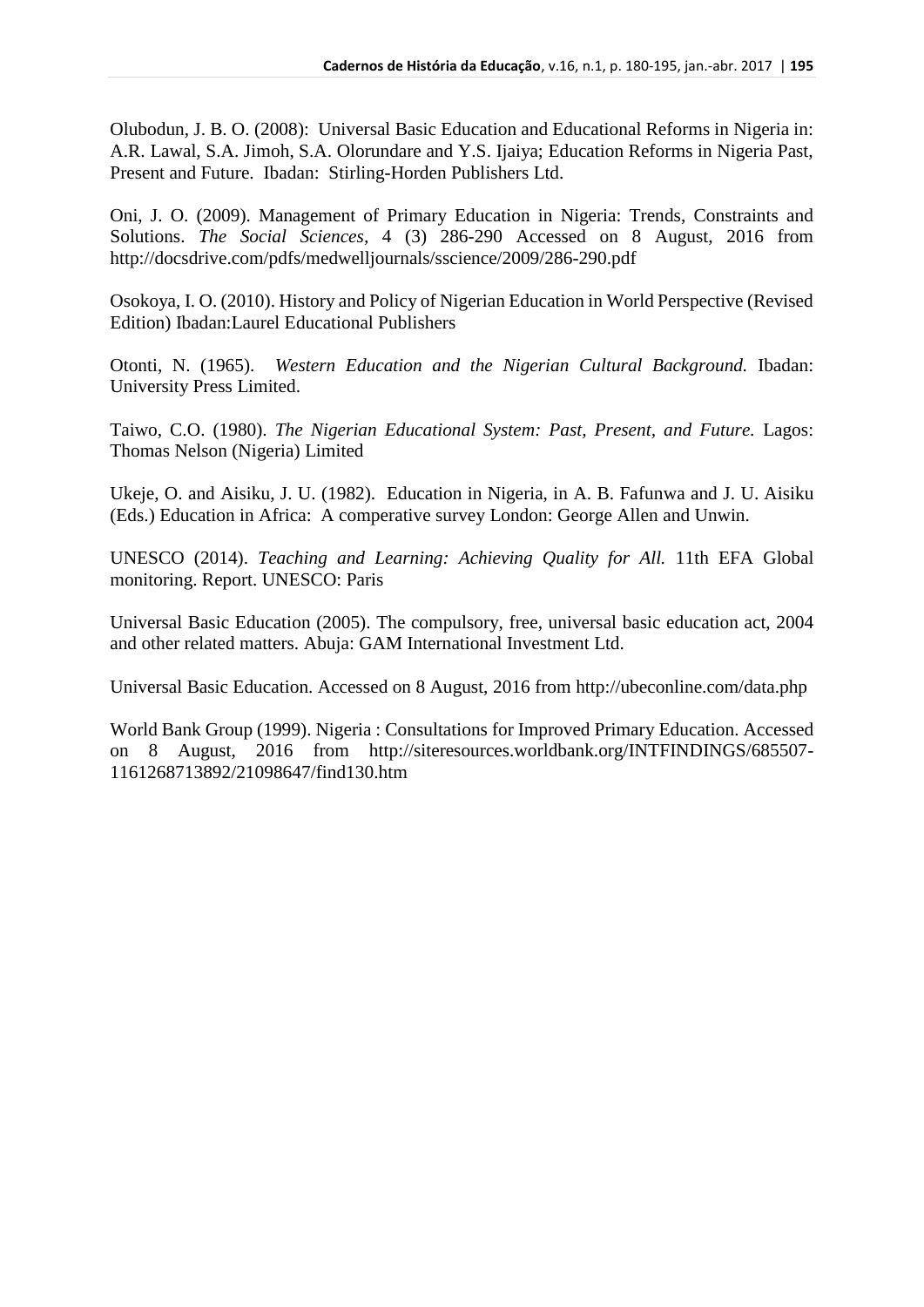Olubodun, J. B. O. (2008): Universal Basic Education and Educational Reforms in Nigeria in: A.R. Lawal, S.A. Jimoh, S.A. Olorundare and Y.S. Ijaiya; Education Reforms in Nigeria Past, Present and Future. Ibadan: Stirling-Horden Publishers Ltd.

Oni, J. O. (2009). Management of Primary Education in Nigeria: Trends, Constraints and Solutions. *The Social Sciences*, 4 (3) 286-290 Accessed on 8 August, 2016 from http://docsdrive.com/pdfs/medwelljournals/sscience/2009/286-290.pdf

Osokoya, I. O. (2010). History and Policy of Nigerian Education in World Perspective (Revised Edition) Ibadan:Laurel Educational Publishers

Otonti, N. (1965). *Western Education and the Nigerian Cultural Background.* Ibadan: University Press Limited.

Taiwo, C.O. (1980). *The Nigerian Educational System: Past, Present, and Future.* Lagos: Thomas Nelson (Nigeria) Limited

Ukeje, O. and Aisiku, J. U. (1982). Education in Nigeria, in A. B. Fafunwa and J. U. Aisiku (Eds.) Education in Africa: A comperative survey London: George Allen and Unwin.

UNESCO (2014). *Teaching and Learning: Achieving Quality for All.* 11th EFA Global monitoring. Report. UNESCO: Paris

Universal Basic Education (2005). The compulsory, free, universal basic education act, 2004 and other related matters. Abuja: GAM International Investment Ltd.

Universal Basic Education. Accessed on 8 August, 2016 from http://ubeconline.com/data.php

World Bank Group (1999). Nigeria : Consultations for Improved Primary Education. Accessed on 8 August, 2016 from http://siteresources.worldbank.org/INTFINDINGS/685507-1161268713892/21098647/find130.htm